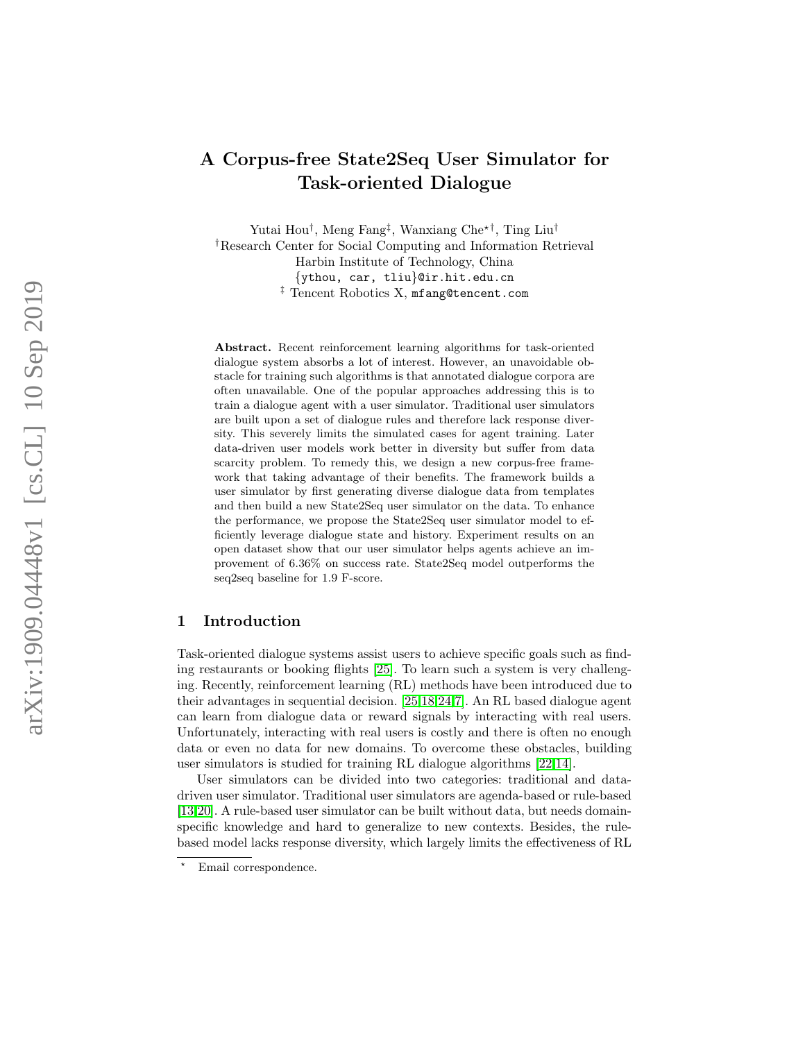# A Corpus-free State2Seq User Simulator for Task-oriented Dialogue

Yutai Hou[†], Meng Fang[‡], Wanxiang Che[*†], Ting Liu[†]

[†]Research Center for Social Computing and Information Retrieval
Harbin Institute of Technology, China
{ythou, car, tliu}@ir.hit.edu.cn
[‡] Tencent Robotics X, mfang@tencent.com

**Abstract.** Recent reinforcement learning algorithms for task-oriented dialogue system absorbs a lot of interest. However, an unavoidable obstacle for training such algorithms is that annotated dialogue corpora are often unavailable. One of the popular approaches addressing this is to train a dialogue agent with a user simulator. Traditional user simulators are built upon a set of dialogue rules and therefore lack response diversity. This severely limits the simulated cases for agent training. Later data-driven user models work better in diversity but suffer from data scarcity problem. To remedy this, we design a new corpus-free framework that taking advantage of their benefits. The framework builds a user simulator by first generating diverse dialogue data from templates and then build a new State2Seq user simulator on the data. To enhance the performance, we propose the State2Seq user simulator model to efficiently leverage dialogue state and history. Experiment results on an open dataset show that our user simulator helps agents achieve an improvement of 6.36% on success rate. State2Seq model outperforms the seq2seq baseline for 1.9 F-score.

## 1 Introduction

Task-oriented dialogue systems assist users to achieve specific goals such as finding restaurants or booking flights [25]. To learn such a system is very challenging. Recently, reinforcement learning (RL) methods have been introduced due to their advantages in sequential decision. [25,18,24,7]. An RL based dialogue agent can learn from dialogue data or reward signals by interacting with real users. Unfortunately, interacting with real users is costly and there is often no enough data or even no data for new domains. To overcome these obstacles, building user simulators is studied for training RL dialogue algorithms [22,14].

User simulators can be divided into two categories: traditional and data-driven user simulator. Traditional user simulators are agenda-based or rule-based [13,20]. A rule-based user simulator can be built without data, but needs domain-specific knowledge and hard to generalize to new contexts. Besides, the rule-based model lacks response diversity, which largely limits the effectiveness of RL

[*] Email correspondence.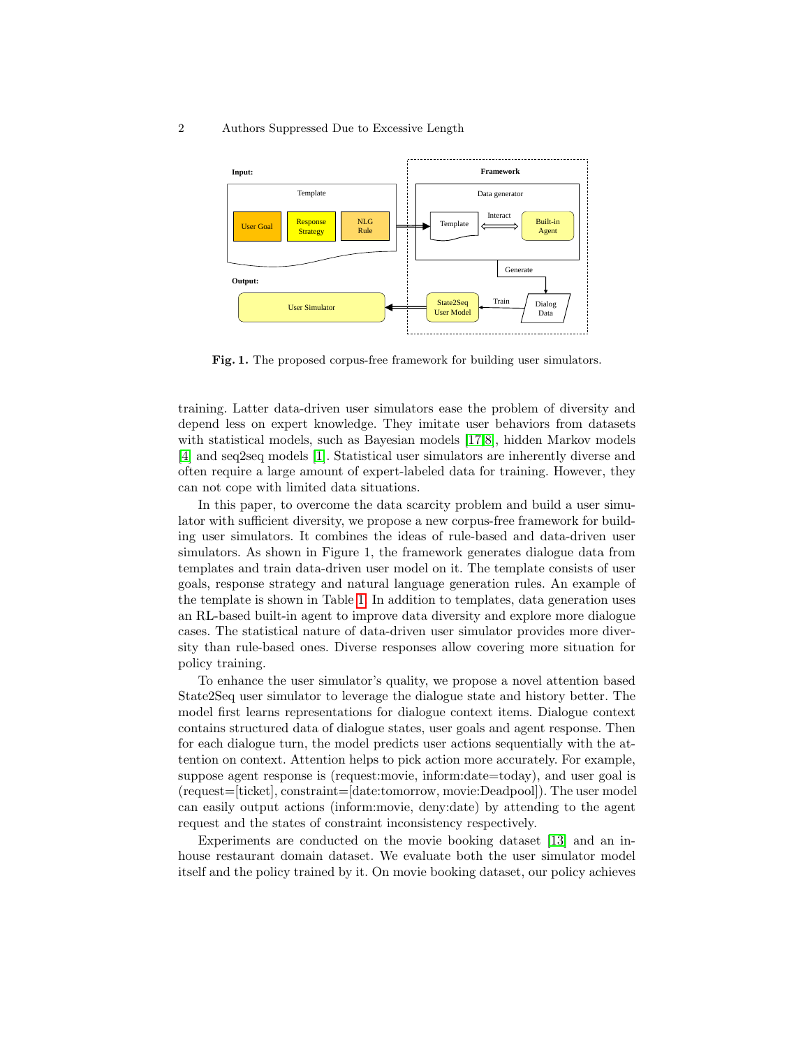**Fig. 1.** The proposed corpus-free framework for building user simulators.

training. Latter data-driven user simulators ease the problem of diversity and depend less on expert knowledge. They imitate user behaviors from datasets with statistical models, such as Bayesian models [17,8], hidden Markov models [4] and seq2seq models [1]. Statistical user simulators are inherently diverse and often require a large amount of expert-labeled data for training. However, they can not cope with limited data situations.

In this paper, to overcome the data scarcity problem and build a user simulator with sufficient diversity, we propose a new corpus-free framework for building user simulators. It combines the ideas of rule-based and data-driven user simulators. As shown in Figure 1, the framework generates dialogue data from templates and train data-driven user model on it. The template consists of user goals, response strategy and natural language generation rules. An example of the template is shown in Table 1. In addition to templates, data generation uses an RL-based built-in agent to improve data diversity and explore more dialogue cases. The statistical nature of data-driven user simulator provides more diversity than rule-based ones. Diverse responses allow covering more situation for policy training.

To enhance the user simulator's quality, we propose a novel attention based State2Seq user simulator to leverage the dialogue state and history better. The model first learns representations for dialogue context items. Dialogue context contains structured data of dialogue states, user goals and agent response. Then for each dialogue turn, the model predicts user actions sequentially with the attention on context. Attention helps to pick action more accurately. For example, suppose agent response is (request:movie, inform:date=today), and user goal is (request=[ticket], constraint=[date:tomorrow, movie:Deadpool]). The user model can easily output actions (inform:movie, deny:date) by attending to the agent request and the states of constraint inconsistency respectively.

Experiments are conducted on the movie booking dataset [13] and an in-house restaurant domain dataset. We evaluate both the user simulator model itself and the policy trained by it. On movie booking dataset, our policy achieves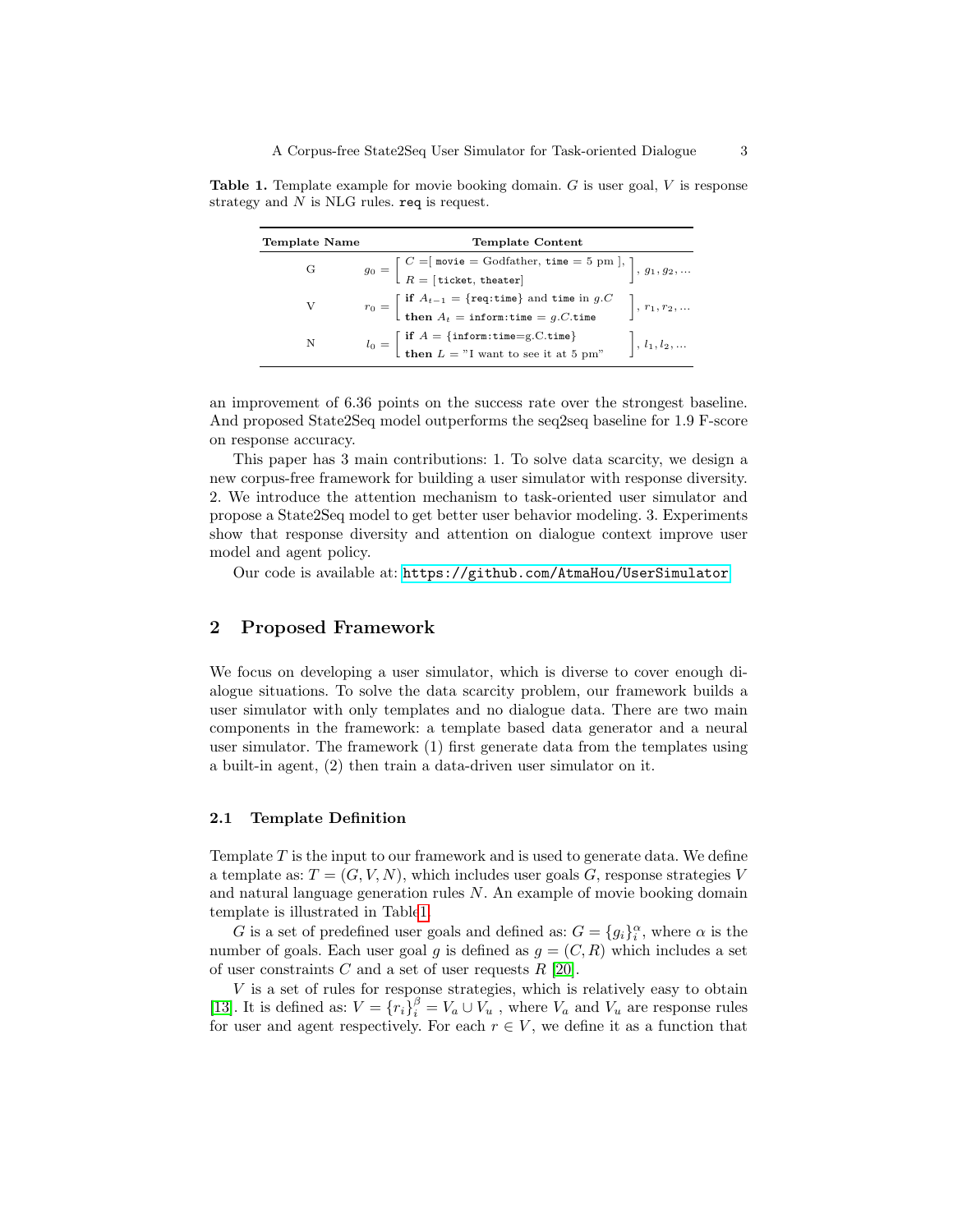**Table 1.** Template example for movie booking domain. $G$ is user goal, $V$ is response strategy and $N$ is NLG rules. `req` is request.

| Template Name | Template Content |
|---|---|
| G | $g_0 = \left[\begin{array}{l} C = [\ \texttt{movie} = \text{Godfather},\ \texttt{time} = 5\ \text{pm}\ ], \\ R = [\texttt{ticket},\ \texttt{theater}] \end{array}\right], g_1, g_2, \ldots$ |
| V | $r_0 = \left[\begin{array}{l} \textbf{if}\ A_{t-1} = \{\texttt{req:time}\}\ \text{and}\ \texttt{time}\ \text{in}\ g.C \\ \textbf{then}\ A_t = \texttt{inform:time} = g.C.\texttt{time} \end{array}\right], r_1, r_2, \ldots$ |
| N | $l_0 = \left[\begin{array}{l} \textbf{if}\ A = \{\texttt{inform:time=g.C.time}\} \\ \textbf{then}\ L = \text{"I want to see it at 5 pm"} \end{array}\right], l_1, l_2, \ldots$ |

an improvement of 6.36 points on the success rate over the strongest baseline. And proposed State2Seq model outperforms the seq2seq baseline for 1.9 F-score on response accuracy.

This paper has 3 main contributions: 1. To solve data scarcity, we design a new corpus-free framework for building a user simulator with response diversity. 2. We introduce the attention mechanism to task-oriented user simulator and propose a State2Seq model to get better user behavior modeling. 3. Experiments show that response diversity and attention on dialogue context improve user model and agent policy.

Our code is available at: https://github.com/AtmaHou/UserSimulator

## 2 Proposed Framework

We focus on developing a user simulator, which is diverse to cover enough dialogue situations. To solve the data scarcity problem, our framework builds a user simulator with only templates and no dialogue data. There are two main components in the framework: a template based data generator and a neural user simulator. The framework (1) first generate data from the templates using a built-in agent, (2) then train a data-driven user simulator on it.

### 2.1 Template Definition

Template $T$ is the input to our framework and is used to generate data. We define a template as: $T = (G, V, N)$, which includes user goals $G$, response strategies $V$ and natural language generation rules $N$. An example of movie booking domain template is illustrated in Table1.

$G$ is a set of predefined user goals and defined as: $G = \{g_i\}_i^{\alpha}$, where $\alpha$ is the number of goals. Each user goal $g$ is defined as $g = (C, R)$ which includes a set of user constraints $C$ and a set of user requests $R$ [20].

$V$ is a set of rules for response strategies, which is relatively easy to obtain [13]. It is defined as: $V = \{r_i\}_i^{\beta} = V_a \cup V_u$ , where $V_a$ and $V_u$ are response rules for user and agent respectively. For each $r \in V$, we define it as a function that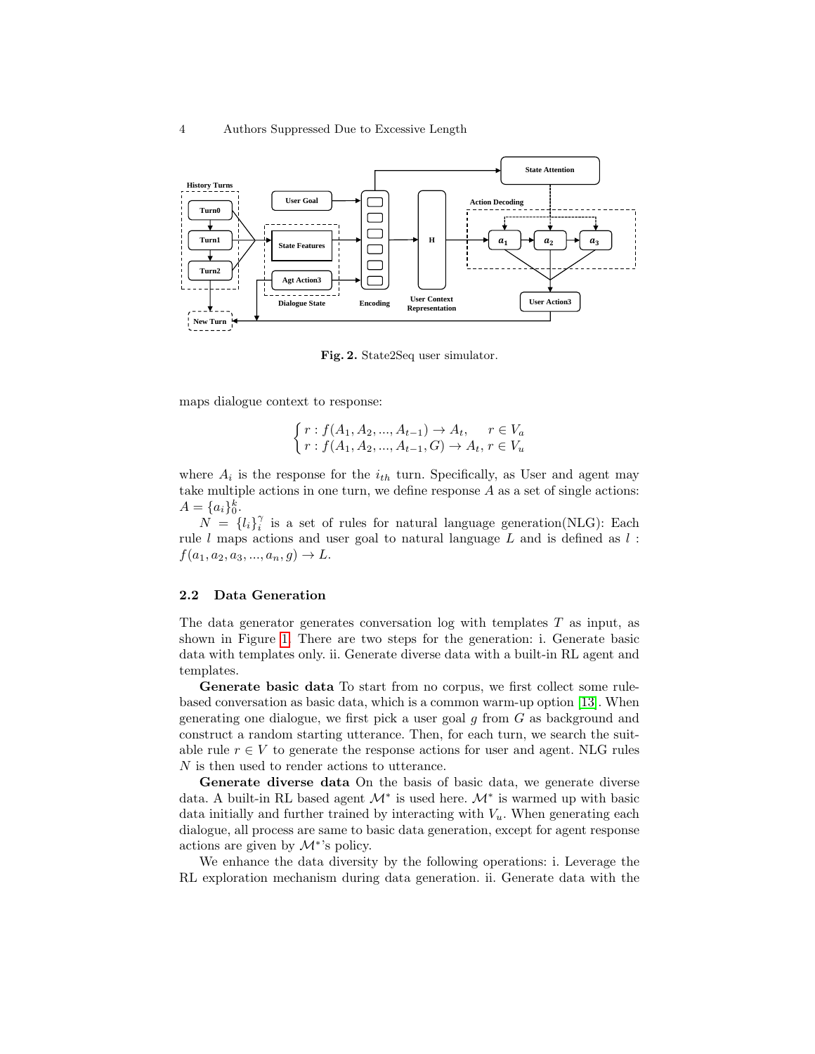Fig. 2. State2Seq user simulator.

maps dialogue context to response:

$$\begin{cases} r: f(A_1, A_2, ..., A_{t-1}) \rightarrow A_t, & r \in V_a \\ r: f(A_1, A_2, ..., A_{t-1}, G) \rightarrow A_t, & r \in V_u \end{cases}$$

where $A_i$ is the response for the $i_{th}$ turn. Specifically, as User and agent may take multiple actions in one turn, we define response $A$ as a set of single actions: $A = \{a_i\}_0^k$.

$N = \{l_i\}_i^\gamma$ is a set of rules for natural language generation(NLG): Each rule $l$ maps actions and user goal to natural language $L$ and is defined as $l: f(a_1, a_2, a_3, ..., a_n, g) \rightarrow L$.

### 2.2 Data Generation

The data generator generates conversation log with templates $T$ as input, as shown in Figure 1. There are two steps for the generation: i. Generate basic data with templates only. ii. Generate diverse data with a built-in RL agent and templates.

**Generate basic data** To start from no corpus, we first collect some rule-based conversation as basic data, which is a common warm-up option [13]. When generating one dialogue, we first pick a user goal $g$ from $G$ as background and construct a random starting utterance. Then, for each turn, we search the suitable rule $r \in V$ to generate the response actions for user and agent. NLG rules $N$ is then used to render actions to utterance.

**Generate diverse data** On the basis of basic data, we generate diverse data. A built-in RL based agent $\mathcal{M}^*$ is used here. $\mathcal{M}^*$ is warmed up with basic data initially and further trained by interacting with $V_u$. When generating each dialogue, all process are same to basic data generation, except for agent response actions are given by $\mathcal{M}^*$'s policy.

We enhance the data diversity by the following operations: i. Leverage the RL exploration mechanism during data generation. ii. Generate data with the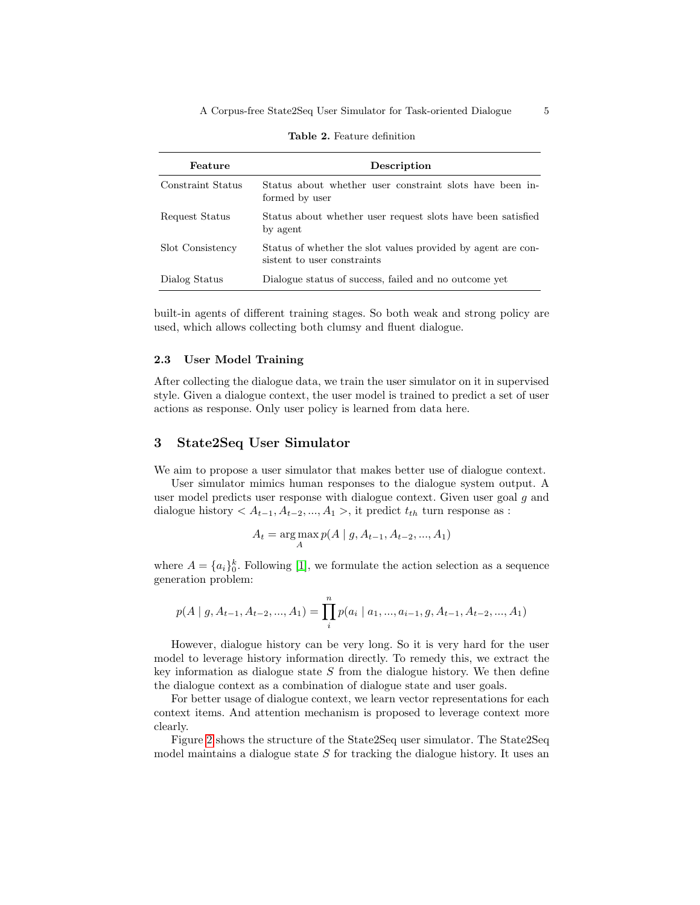**Table 2.** Feature definition

| Feature | Description |
| --- | --- |
| Constraint Status | Status about whether user constraint slots have been informed by user |
| Request Status | Status about whether user request slots have been satisfied by agent |
| Slot Consistency | Status of whether the slot values provided by agent are consistent to user constraints |
| Dialog Status | Dialogue status of success, failed and no outcome yet |

built-in agents of different training stages. So both weak and strong policy are used, which allows collecting both clumsy and fluent dialogue.

### 2.3 User Model Training

After collecting the dialogue data, we train the user simulator on it in supervised style. Given a dialogue context, the user model is trained to predict a set of user actions as response. Only user policy is learned from data here.

## 3 State2Seq User Simulator

We aim to propose a user simulator that makes better use of dialogue context.

User simulator mimics human responses to the dialogue system output. A user model predicts user response with dialogue context. Given user goal $g$ and dialogue history $< A_{t-1}, A_{t-2}, ..., A_1 >$, it predict $t_{th}$ turn response as :

$$A_t = \arg\max_{A} p(A \mid g, A_{t-1}, A_{t-2}, ..., A_1)$$

where $A = \{a_i\}_0^k$. Following [1], we formulate the action selection as a sequence generation problem:

$$p(A \mid g, A_{t-1}, A_{t-2}, ..., A_1) = \prod_{i}^{n} p(a_i \mid a_1, ..., a_{i-1}, g, A_{t-1}, A_{t-2}, ..., A_1)$$

However, dialogue history can be very long. So it is very hard for the user model to leverage history information directly. To remedy this, we extract the key information as dialogue state $S$ from the dialogue history. We then define the dialogue context as a combination of dialogue state and user goals.

For better usage of dialogue context, we learn vector representations for each context items. And attention mechanism is proposed to leverage context more clearly.

Figure 2 shows the structure of the State2Seq user simulator. The State2Seq model maintains a dialogue state $S$ for tracking the dialogue history. It uses an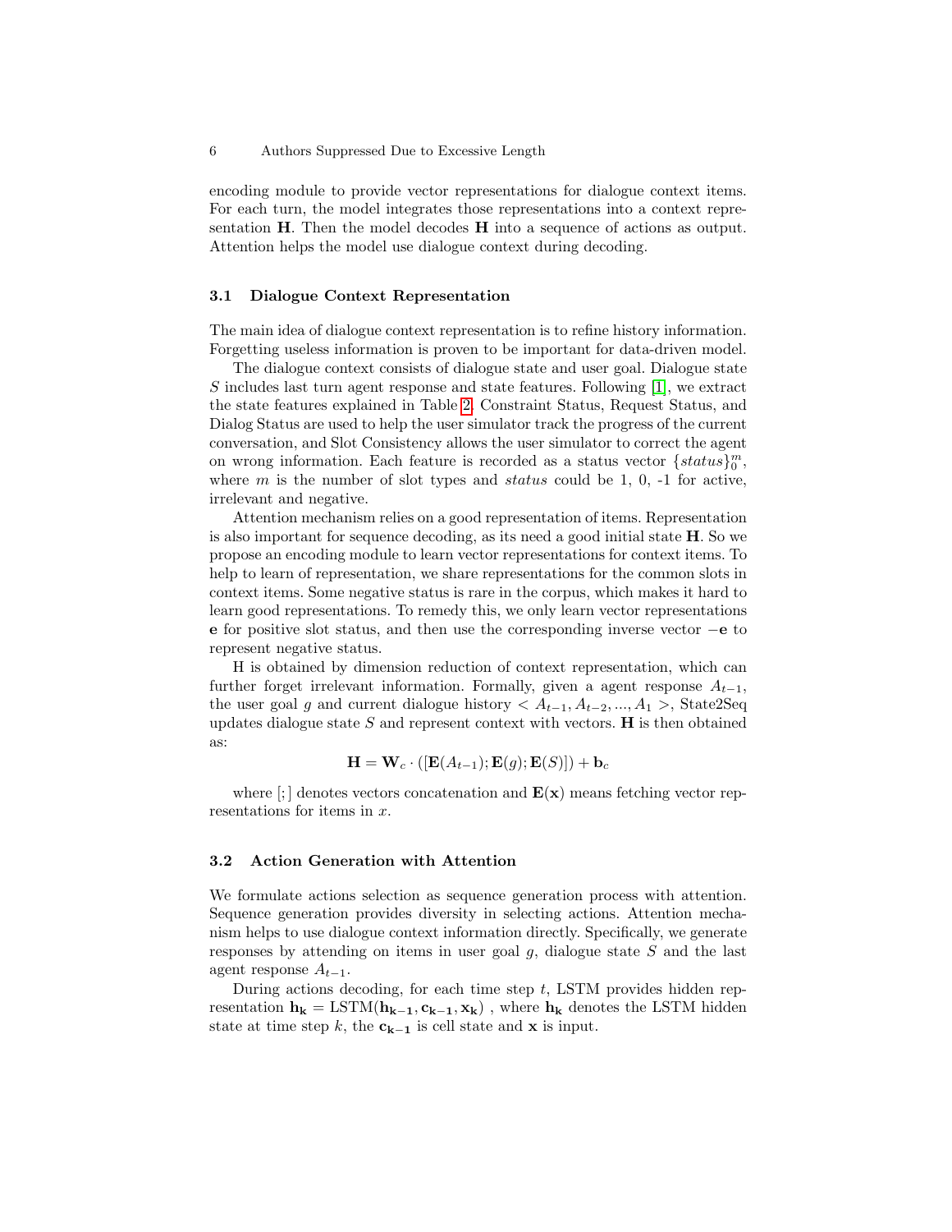encoding module to provide vector representations for dialogue context items. For each turn, the model integrates those representations into a context representation $\mathbf{H}$. Then the model decodes $\mathbf{H}$ into a sequence of actions as output. Attention helps the model use dialogue context during decoding.

### 3.1 Dialogue Context Representation

The main idea of dialogue context representation is to refine history information. Forgetting useless information is proven to be important for data-driven model.

The dialogue context consists of dialogue state and user goal. Dialogue state $S$ includes last turn agent response and state features. Following [1], we extract the state features explained in Table 2. Constraint Status, Request Status, and Dialog Status are used to help the user simulator track the progress of the current conversation, and Slot Consistency allows the user simulator to correct the agent on wrong information. Each feature is recorded as a status vector $\{status\}_0^m$, where $m$ is the number of slot types and $status$ could be 1, 0, -1 for active, irrelevant and negative.

Attention mechanism relies on a good representation of items. Representation is also important for sequence decoding, as its need a good initial state $\mathbf{H}$. So we propose an encoding module to learn vector representations for context items. To help to learn of representation, we share representations for the common slots in context items. Some negative status is rare in the corpus, which makes it hard to learn good representations. To remedy this, we only learn vector representations $\mathbf{e}$ for positive slot status, and then use the corresponding inverse vector $-\mathbf{e}$ to represent negative status.

H is obtained by dimension reduction of context representation, which can further forget irrelevant information. Formally, given a agent response $A_{t-1}$, the user goal $g$ and current dialogue history $< A_{t-1}, A_{t-2}, ..., A_1 >$, State2Seq updates dialogue state $S$ and represent context with vectors. $\mathbf{H}$ is then obtained as:

$$\mathbf{H} = \mathbf{W}_c \cdot ([\mathbf{E}(A_{t-1}); \mathbf{E}(g); \mathbf{E}(S)]) + \mathbf{b}_c$$

where $[;]$ denotes vectors concatenation and $\mathbf{E}(\mathbf{x})$ means fetching vector representations for items in $x$.

### 3.2 Action Generation with Attention

We formulate actions selection as sequence generation process with attention. Sequence generation provides diversity in selecting actions. Attention mechanism helps to use dialogue context information directly. Specifically, we generate responses by attending on items in user goal $g$, dialogue state $S$ and the last agent response $A_{t-1}$.

During actions decoding, for each time step $t$, LSTM provides hidden representation $\mathbf{h_k} = \text{LSTM}(\mathbf{h_{k-1}}, \mathbf{c_{k-1}}, \mathbf{x_k})$ , where $\mathbf{h_k}$ denotes the LSTM hidden state at time step $k$, the $\mathbf{c_{k-1}}$ is cell state and $\mathbf{x}$ is input.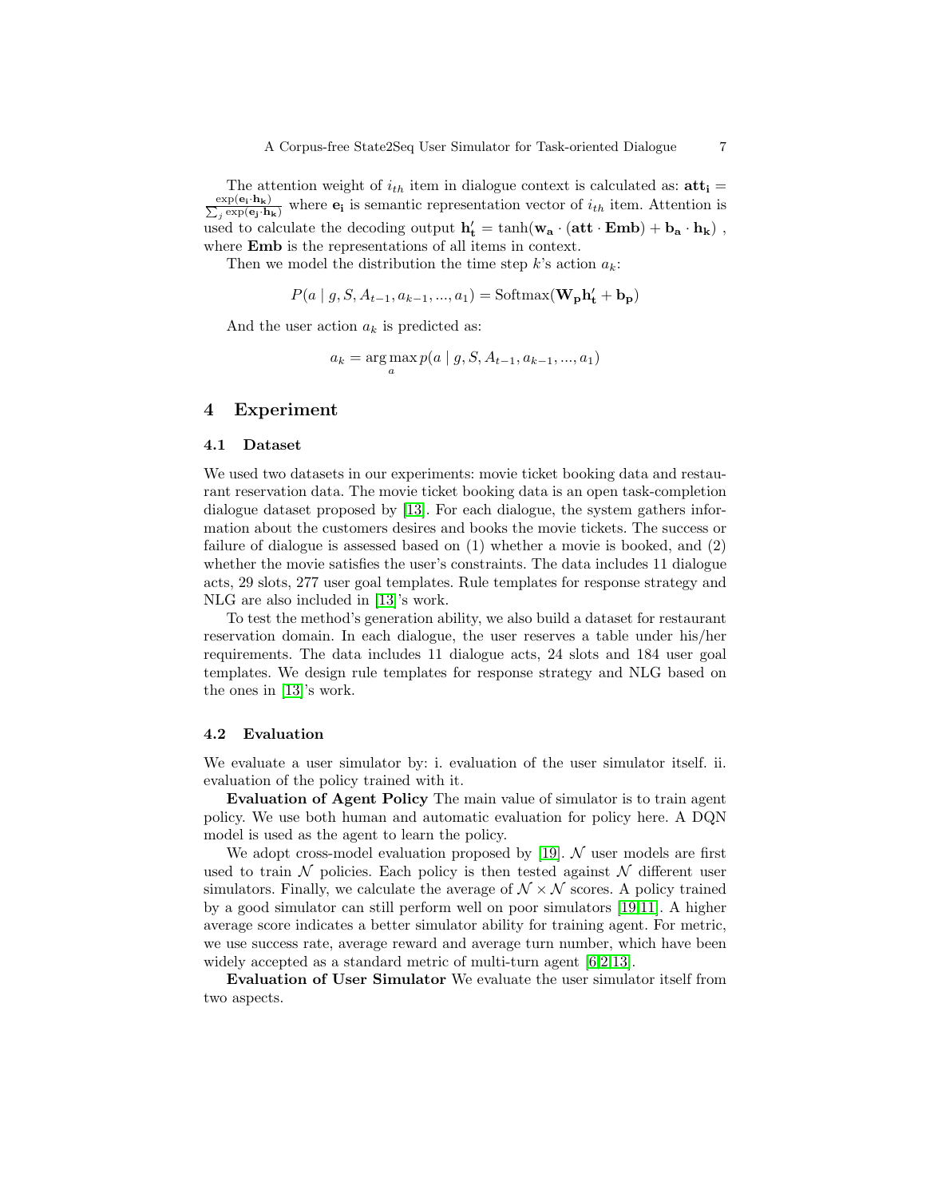The attention weight of $i_{th}$ item in dialogue context is calculated as: $\mathbf{att_i} = \frac{\exp(\mathbf{e_i} \cdot \mathbf{h_k})}{\sum_j \exp(\mathbf{e_j} \cdot \mathbf{h_k})}$ where $\mathbf{e_i}$ is semantic representation vector of $i_{th}$ item. Attention is used to calculate the decoding output $\mathbf{h'_t} = \tanh(\mathbf{w_a} \cdot (\mathbf{att} \cdot \mathbf{Emb}) + \mathbf{b_a} \cdot \mathbf{h_k})$ , where $\mathbf{Emb}$ is the representations of all items in context.

Then we model the distribution the time step $k$'s action $a_k$:

$$P(a \mid g, S, A_{t-1}, a_{k-1}, ..., a_1) = \mathrm{Softmax}(\mathbf{W_p} \mathbf{h'_t} + \mathbf{b_p})$$

And the user action $a_k$ is predicted as:

$$a_k = \arg\max_a p(a \mid g, S, A_{t-1}, a_{k-1}, ..., a_1)$$

## 4 Experiment

### 4.1 Dataset

We used two datasets in our experiments: movie ticket booking data and restaurant reservation data. The movie ticket booking data is an open task-completion dialogue dataset proposed by [13]. For each dialogue, the system gathers information about the customers desires and books the movie tickets. The success or failure of dialogue is assessed based on (1) whether a movie is booked, and (2) whether the movie satisfies the user's constraints. The data includes 11 dialogue acts, 29 slots, 277 user goal templates. Rule templates for response strategy and NLG are also included in [13]'s work.

To test the method's generation ability, we also build a dataset for restaurant reservation domain. In each dialogue, the user reserves a table under his/her requirements. The data includes 11 dialogue acts, 24 slots and 184 user goal templates. We design rule templates for response strategy and NLG based on the ones in [13]'s work.

### 4.2 Evaluation

We evaluate a user simulator by: i. evaluation of the user simulator itself. ii. evaluation of the policy trained with it.

**Evaluation of Agent Policy** The main value of simulator is to train agent policy. We use both human and automatic evaluation for policy here. A DQN model is used as the agent to learn the policy.

We adopt cross-model evaluation proposed by [19]. $\mathcal{N}$ user models are first used to train $\mathcal{N}$ policies. Each policy is then tested against $\mathcal{N}$ different user simulators. Finally, we calculate the average of $\mathcal{N} \times \mathcal{N}$ scores. A policy trained by a good simulator can still perform well on poor simulators [19,11]. A higher average score indicates a better simulator ability for training agent. For metric, we use success rate, average reward and average turn number, which have been widely accepted as a standard metric of multi-turn agent [6,2,13].

**Evaluation of User Simulator** We evaluate the user simulator itself from two aspects.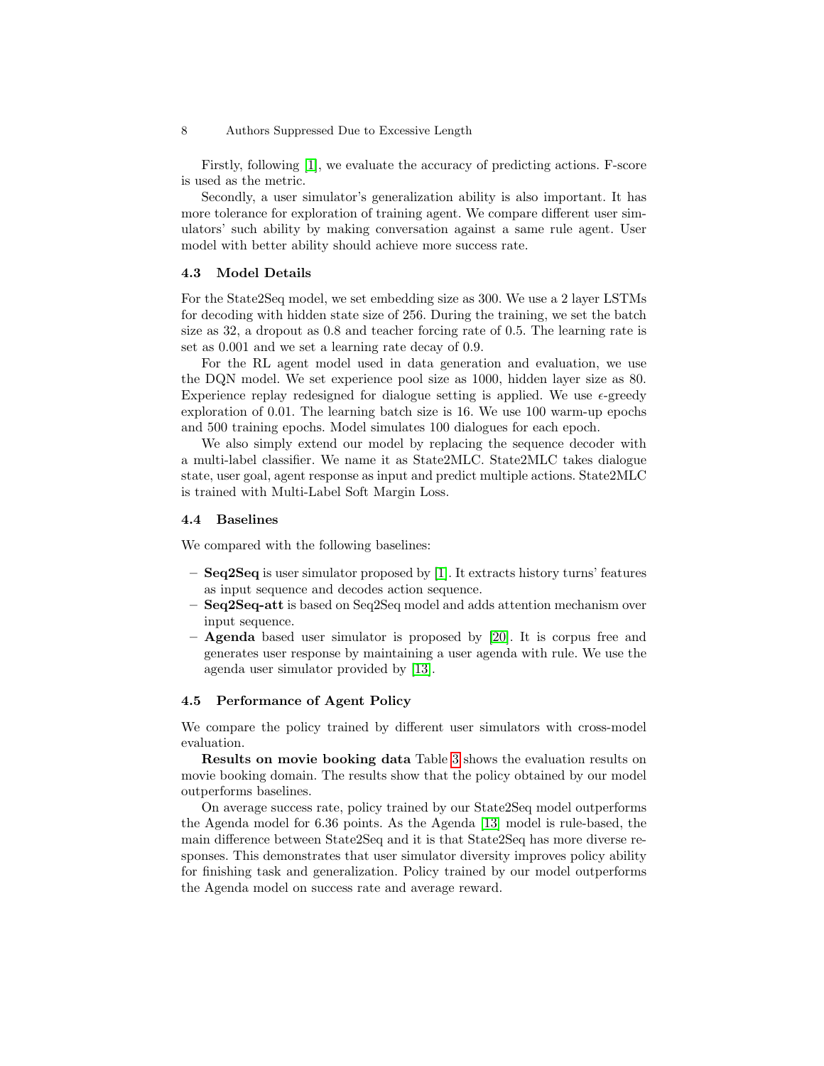Firstly, following [1], we evaluate the accuracy of predicting actions. F-score is used as the metric.

Secondly, a user simulator's generalization ability is also important. It has more tolerance for exploration of training agent. We compare different user simulators' such ability by making conversation against a same rule agent. User model with better ability should achieve more success rate.

### 4.3 Model Details

For the State2Seq model, we set embedding size as 300. We use a 2 layer LSTMs for decoding with hidden state size of 256. During the training, we set the batch size as 32, a dropout as 0.8 and teacher forcing rate of 0.5. The learning rate is set as 0.001 and we set a learning rate decay of 0.9.

For the RL agent model used in data generation and evaluation, we use the DQN model. We set experience pool size as 1000, hidden layer size as 80. Experience replay redesigned for dialogue setting is applied. We use $\epsilon$-greedy exploration of 0.01. The learning batch size is 16. We use 100 warm-up epochs and 500 training epochs. Model simulates 100 dialogues for each epoch.

We also simply extend our model by replacing the sequence decoder with a multi-label classifier. We name it as State2MLC. State2MLC takes dialogue state, user goal, agent response as input and predict multiple actions. State2MLC is trained with Multi-Label Soft Margin Loss.

### 4.4 Baselines

We compared with the following baselines:

- **Seq2Seq** is user simulator proposed by [1]. It extracts history turns' features as input sequence and decodes action sequence.
- **Seq2Seq-att** is based on Seq2Seq model and adds attention mechanism over input sequence.
- **Agenda** based user simulator is proposed by [20]. It is corpus free and generates user response by maintaining a user agenda with rule. We use the agenda user simulator provided by [13].

### 4.5 Performance of Agent Policy

We compare the policy trained by different user simulators with cross-model evaluation.

**Results on movie booking data** Table 3 shows the evaluation results on movie booking domain. The results show that the policy obtained by our model outperforms baselines.

On average success rate, policy trained by our State2Seq model outperforms the Agenda model for 6.36 points. As the Agenda [13] model is rule-based, the main difference between State2Seq and it is that State2Seq has more diverse responses. This demonstrates that user simulator diversity improves policy ability for finishing task and generalization. Policy trained by our model outperforms the Agenda model on success rate and average reward.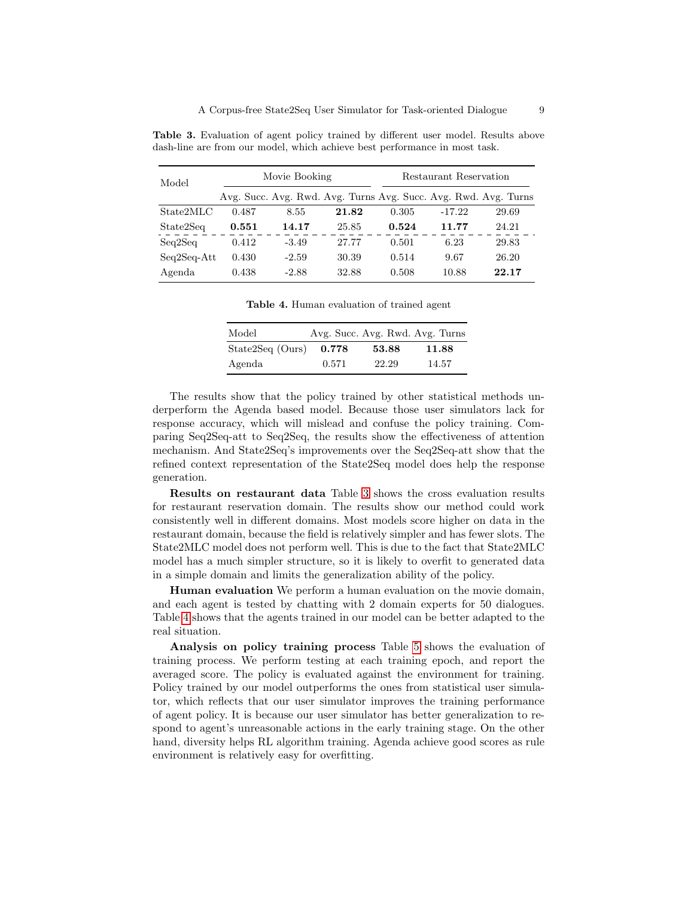**Table 3.** Evaluation of agent policy trained by different user model. Results above dash-line are from our model, which achieve best performance in most task.

| Model | Movie Booking | | | Restaurant Reservation | | |
|---|---|---|---|---|---|---|
| | Avg. Succ. | Avg. Rwd. | Avg. Turns | Avg. Succ. | Avg. Rwd. | Avg. Turns |
| State2MLC | 0.487 | 8.55 | **21.82** | 0.305 | -17.22 | 29.69 |
| State2Seq | **0.551** | **14.17** | 25.85 | **0.524** | **11.77** | 24.21 |
| Seq2Seq | 0.412 | -3.49 | 27.77 | 0.501 | 6.23 | 29.83 |
| Seq2Seq-Att | 0.430 | -2.59 | 30.39 | 0.514 | 9.67 | 26.20 |
| Agenda | 0.438 | -2.88 | 32.88 | 0.508 | 10.88 | **22.17** |

**Table 4.** Human evaluation of trained agent

| Model | Avg. Succ. | Avg. Rwd. | Avg. Turns |
|---|---|---|---|
| State2Seq (Ours) | **0.778** | **53.88** | **11.88** |
| Agenda | 0.571 | 22.29 | 14.57 |

The results show that the policy trained by other statistical methods underperform the Agenda based model. Because those user simulators lack for response accuracy, which will mislead and confuse the policy training. Comparing Seq2Seq-att to Seq2Seq, the results show the effectiveness of attention mechanism. And State2Seq's improvements over the Seq2Seq-att show that the refined context representation of the State2Seq model does help the response generation.

**Results on restaurant data** Table 3 shows the cross evaluation results for restaurant reservation domain. The results show our method could work consistently well in different domains. Most models score higher on data in the restaurant domain, because the field is relatively simpler and has fewer slots. The State2MLC model does not perform well. This is due to the fact that State2MLC model has a much simpler structure, so it is likely to overfit to generated data in a simple domain and limits the generalization ability of the policy.

**Human evaluation** We perform a human evaluation on the movie domain, and each agent is tested by chatting with 2 domain experts for 50 dialogues. Table 4 shows that the agents trained in our model can be better adapted to the real situation.

**Analysis on policy training process** Table 5 shows the evaluation of training process. We perform testing at each training epoch, and report the averaged score. The policy is evaluated against the environment for training. Policy trained by our model outperforms the ones from statistical user simulator, which reflects that our user simulator improves the training performance of agent policy. It is because our user simulator has better generalization to respond to agent's unreasonable actions in the early training stage. On the other hand, diversity helps RL algorithm training. Agenda achieve good scores as rule environment is relatively easy for overfitting.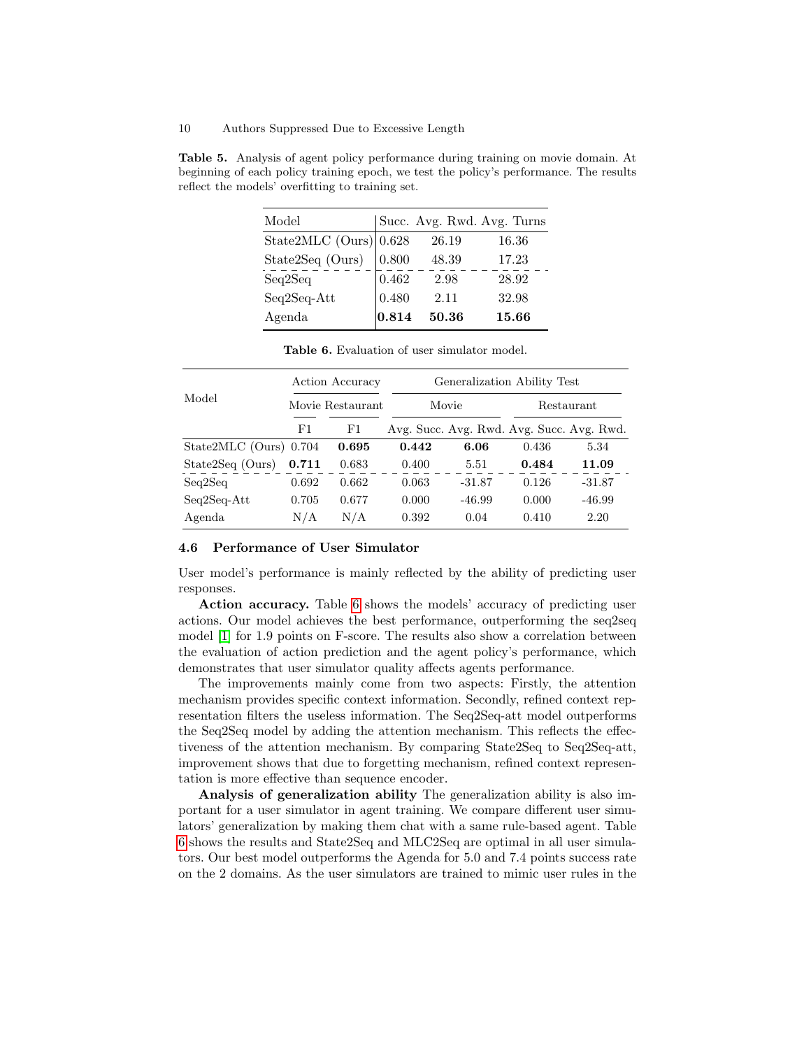**Table 5.** Analysis of agent policy performance during training on movie domain. At beginning of each policy training epoch, we test the policy's performance. The results reflect the models' overfitting to training set.

| Model | Succ. | Avg. Rwd. | Avg. Turns |
|---|---|---|---|
| State2MLC (Ours) | 0.628 | 26.19 | 16.36 |
| State2Seq (Ours) | 0.800 | 48.39 | 17.23 |
| Seq2Seq | 0.462 | 2.98 | 28.92 |
| Seq2Seq-Att | 0.480 | 2.11 | 32.98 |
| Agenda | **0.814** | **50.36** | **15.66** |

**Table 6.** Evaluation of user simulator model.

| Model | Action Accuracy | | Generalization Ability Test | | | |
|---|---|---|---|---|---|---|
| | Movie | Restaurant | Movie | | Restaurant | |
| | F1 | F1 | Avg. Succ. | Avg. Rwd. | Avg. Succ. | Avg. Rwd. |
| State2MLC (Ours) | 0.704 | **0.695** | **0.442** | **6.06** | 0.436 | 5.34 |
| State2Seq (Ours) | **0.711** | 0.683 | 0.400 | 5.51 | **0.484** | **11.09** |
| Seq2Seq | 0.692 | 0.662 | 0.063 | -31.87 | 0.126 | -31.87 |
| Seq2Seq-Att | 0.705 | 0.677 | 0.000 | -46.99 | 0.000 | -46.99 |
| Agenda | N/A | N/A | 0.392 | 0.04 | 0.410 | 2.20 |

### 4.6 Performance of User Simulator

User model's performance is mainly reflected by the ability of predicting user responses.

**Action accuracy.** Table 6 shows the models' accuracy of predicting user actions. Our model achieves the best performance, outperforming the seq2seq model [1] for 1.9 points on F-score. The results also show a correlation between the evaluation of action prediction and the agent policy's performance, which demonstrates that user simulator quality affects agents performance.

The improvements mainly come from two aspects: Firstly, the attention mechanism provides specific context information. Secondly, refined context representation filters the useless information. The Seq2Seq-att model outperforms the Seq2Seq model by adding the attention mechanism. This reflects the effectiveness of the attention mechanism. By comparing State2Seq to Seq2Seq-att, improvement shows that due to forgetting mechanism, refined context representation is more effective than sequence encoder.

**Analysis of generalization ability** The generalization ability is also important for a user simulator in agent training. We compare different user simulators' generalization by making them chat with a same rule-based agent. Table 6 shows the results and State2Seq and MLC2Seq are optimal in all user simulators. Our best model outperforms the Agenda for 5.0 and 7.4 points success rate on the 2 domains. As the user simulators are trained to mimic user rules in the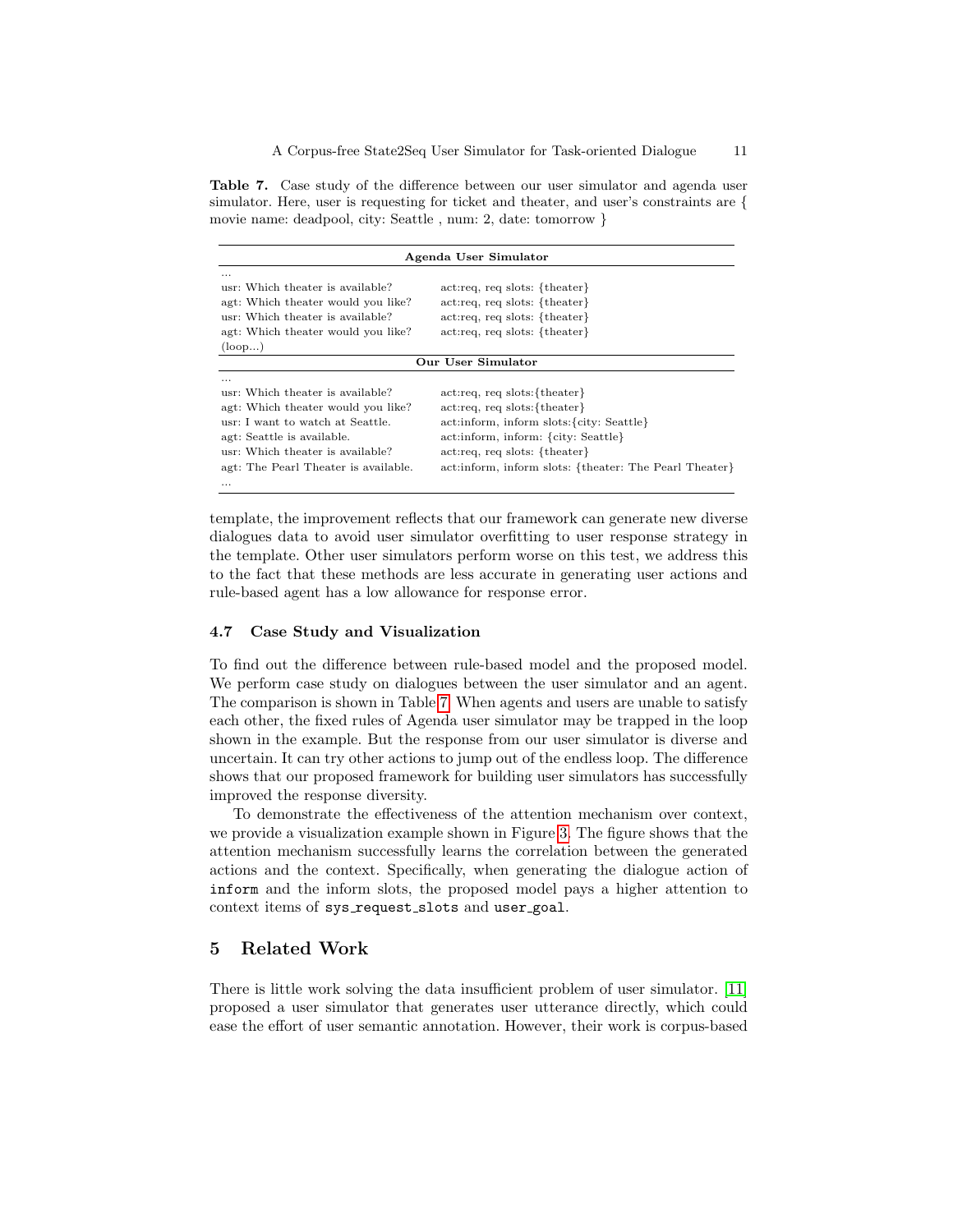**Table 7.** Case study of the difference between our user simulator and agenda user simulator. Here, user is requesting for ticket and theater, and user's constraints are { movie name: deadpool, city: Seattle , num: 2, date: tomorrow }

| **Agenda User Simulator** | |
|---|---|
| ... | |
| usr: Which theater is available? | act:req, req slots: {theater} |
| agt: Which theater would you like? | act:req, req slots: {theater} |
| usr: Which theater is available? | act:req, req slots: {theater} |
| agt: Which theater would you like? | act:req, req slots: {theater} |
| (loop...) | |
| **Our User Simulator** | |
| ... | |
| usr: Which theater is available? | act:req, req slots:{theater} |
| agt: Which theater would you like? | act:req, req slots:{theater} |
| usr: I want to watch at Seattle. | act:inform, inform slots:{city: Seattle} |
| agt: Seattle is available. | act:inform, inform: {city: Seattle} |
| usr: Which theater is available? | act:req, req slots: {theater} |
| agt: The Pearl Theater is available. | act:inform, inform slots: {theater: The Pearl Theater} |
| ... | |

template, the improvement reflects that our framework can generate new diverse dialogues data to avoid user simulator overfitting to user response strategy in the template. Other user simulators perform worse on this test, we address this to the fact that these methods are less accurate in generating user actions and rule-based agent has a low allowance for response error.

### 4.7 Case Study and Visualization

To find out the difference between rule-based model and the proposed model. We perform case study on dialogues between the user simulator and an agent. The comparison is shown in Table 7. When agents and users are unable to satisfy each other, the fixed rules of Agenda user simulator may be trapped in the loop shown in the example. But the response from our user simulator is diverse and uncertain. It can try other actions to jump out of the endless loop. The difference shows that our proposed framework for building user simulators has successfully improved the response diversity.

To demonstrate the effectiveness of the attention mechanism over context, we provide a visualization example shown in Figure 3. The figure shows that the attention mechanism successfully learns the correlation between the generated actions and the context. Specifically, when generating the dialogue action of `inform` and the inform slots, the proposed model pays a higher attention to context items of `sys_request_slots` and `user_goal`.

## 5 Related Work

There is little work solving the data insufficient problem of user simulator. [11] proposed a user simulator that generates user utterance directly, which could ease the effort of user semantic annotation. However, their work is corpus-based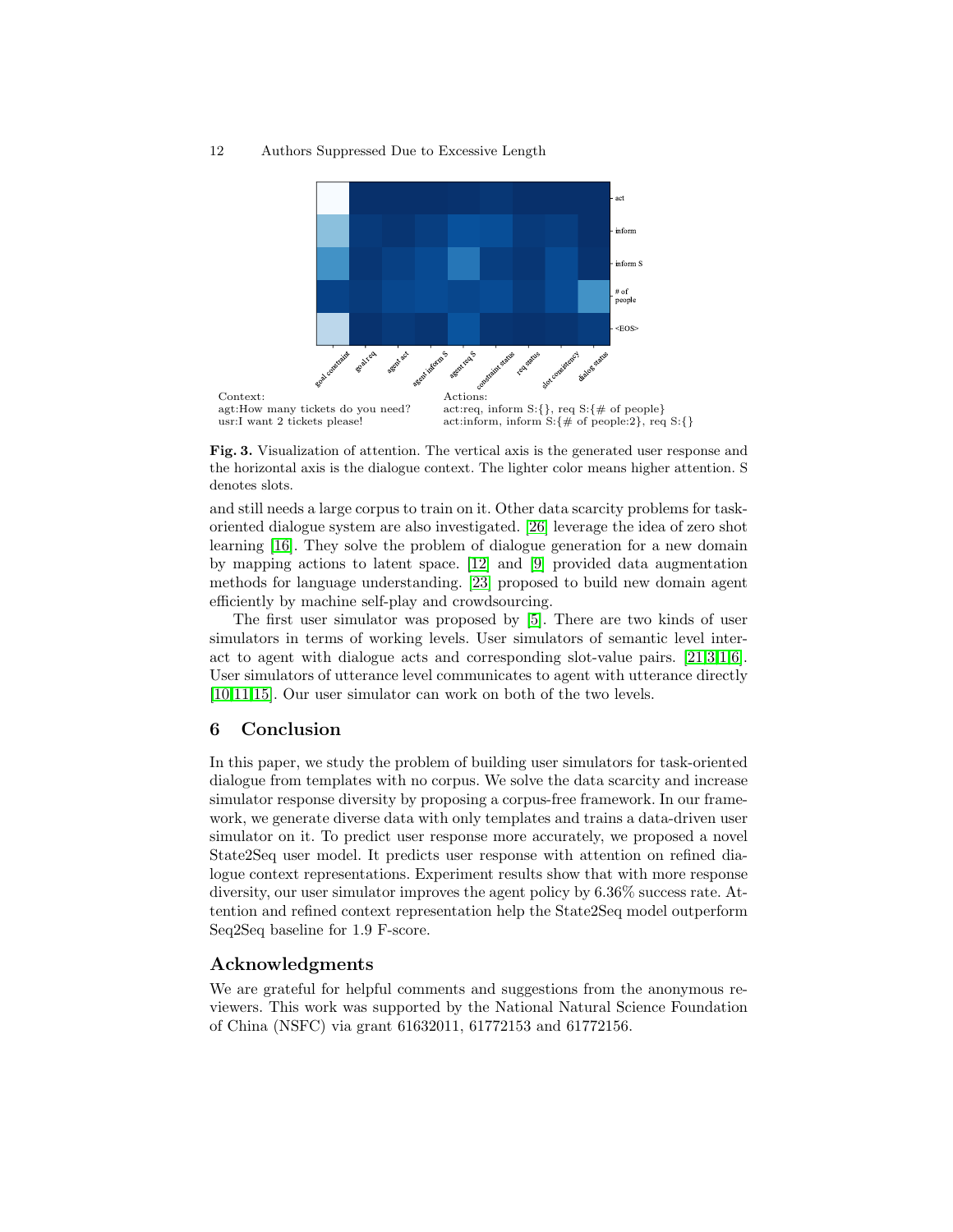Context:
agt:How many tickets do you need?
usr:I want 2 tickets please!

Actions:
act:req, inform S:{}, req S:{# of people}
act:inform, inform S:{# of people:2}, req S:{}

**Fig. 3.** Visualization of attention. The vertical axis is the generated user response and the horizontal axis is the dialogue context. The lighter color means higher attention. S denotes slots.

and still needs a large corpus to train on it. Other data scarcity problems for task-oriented dialogue system are also investigated. [26] leverage the idea of zero shot learning [16]. They solve the problem of dialogue generation for a new domain by mapping actions to latent space. [12] and [9] provided data augmentation methods for language understanding. [23] proposed to build new domain agent efficiently by machine self-play and crowdsourcing.

The first user simulator was proposed by [5]. There are two kinds of user simulators in terms of working levels. User simulators of semantic level interact to agent with dialogue acts and corresponding slot-value pairs. [21,3,1,6]. User simulators of utterance level communicates to agent with utterance directly [10,11,15]. Our user simulator can work on both of the two levels.

## 6 Conclusion

In this paper, we study the problem of building user simulators for task-oriented dialogue from templates with no corpus. We solve the data scarcity and increase simulator response diversity by proposing a corpus-free framework. In our framework, we generate diverse data with only templates and trains a data-driven user simulator on it. To predict user response more accurately, we proposed a novel State2Seq user model. It predicts user response with attention on refined dialogue context representations. Experiment results show that with more response diversity, our user simulator improves the agent policy by 6.36% success rate. Attention and refined context representation help the State2Seq model outperform Seq2Seq baseline for 1.9 F-score.

## Acknowledgments

We are grateful for helpful comments and suggestions from the anonymous reviewers. This work was supported by the National Natural Science Foundation of China (NSFC) via grant 61632011, 61772153 and 61772156.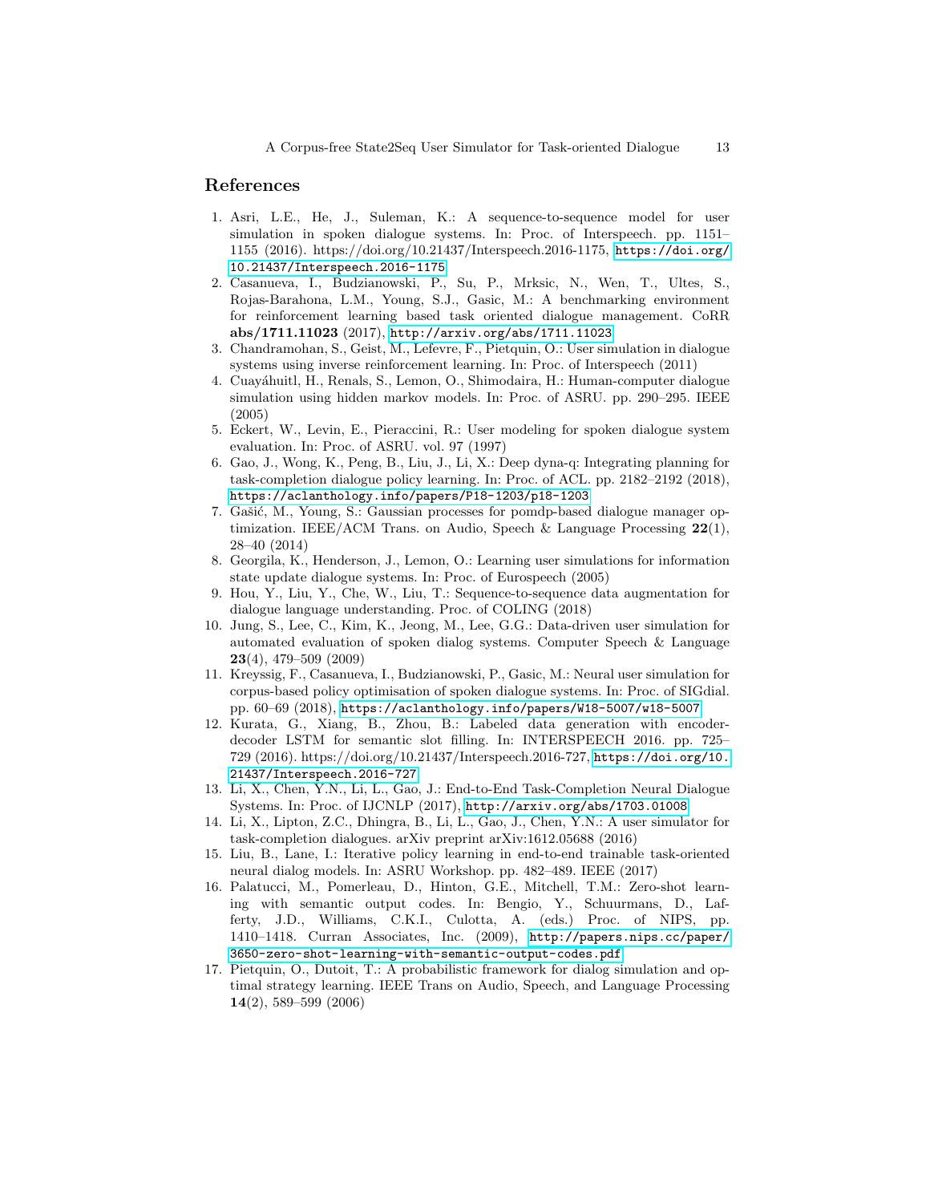# References

1. Asri, L.E., He, J., Suleman, K.: A sequence-to-sequence model for user simulation in spoken dialogue systems. In: Proc. of Interspeech. pp. 1151–1155 (2016). https://doi.org/10.21437/Interspeech.2016-1175, https://doi.org/10.21437/Interspeech.2016-1175
2. Casanueva, I., Budzianowski, P., Su, P., Mrksic, N., Wen, T., Ultes, S., Rojas-Barahona, L.M., Young, S.J., Gasic, M.: A benchmarking environment for reinforcement learning based task oriented dialogue management. CoRR **abs/1711.11023** (2017), http://arxiv.org/abs/1711.11023
3. Chandramohan, S., Geist, M., Lefevre, F., Pietquin, O.: User simulation in dialogue systems using inverse reinforcement learning. In: Proc. of Interspeech (2011)
4. Cuayáhuitl, H., Renals, S., Lemon, O., Shimodaira, H.: Human-computer dialogue simulation using hidden markov models. In: Proc. of ASRU. pp. 290–295. IEEE (2005)
5. Eckert, W., Levin, E., Pieraccini, R.: User modeling for spoken dialogue system evaluation. In: Proc. of ASRU. vol. 97 (1997)
6. Gao, J., Wong, K., Peng, B., Liu, J., Li, X.: Deep dyna-q: Integrating planning for task-completion dialogue policy learning. In: Proc. of ACL. pp. 2182–2192 (2018), https://aclanthology.info/papers/P18-1203/p18-1203
7. Gašić, M., Young, S.: Gaussian processes for pomdp-based dialogue manager optimization. IEEE/ACM Trans. on Audio, Speech & Language Processing **22**(1), 28–40 (2014)
8. Georgila, K., Henderson, J., Lemon, O.: Learning user simulations for information state update dialogue systems. In: Proc. of Eurospeech (2005)
9. Hou, Y., Liu, Y., Che, W., Liu, T.: Sequence-to-sequence data augmentation for dialogue language understanding. Proc. of COLING (2018)
10. Jung, S., Lee, C., Kim, K., Jeong, M., Lee, G.G.: Data-driven user simulation for automated evaluation of spoken dialog systems. Computer Speech & Language **23**(4), 479–509 (2009)
11. Kreyssig, F., Casanueva, I., Budzianowski, P., Gasic, M.: Neural user simulation for corpus-based policy optimisation of spoken dialogue systems. In: Proc. of SIGdial. pp. 60–69 (2018), https://aclanthology.info/papers/W18-5007/w18-5007
12. Kurata, G., Xiang, B., Zhou, B.: Labeled data generation with encoder-decoder LSTM for semantic slot filling. In: INTERSPEECH 2016. pp. 725–729 (2016). https://doi.org/10.21437/Interspeech.2016-727, https://doi.org/10.21437/Interspeech.2016-727
13. Li, X., Chen, Y.N., Li, L., Gao, J.: End-to-End Task-Completion Neural Dialogue Systems. In: Proc. of IJCNLP (2017), http://arxiv.org/abs/1703.01008
14. Li, X., Lipton, Z.C., Dhingra, B., Li, L., Gao, J., Chen, Y.N.: A user simulator for task-completion dialogues. arXiv preprint arXiv:1612.05688 (2016)
15. Liu, B., Lane, I.: Iterative policy learning in end-to-end trainable task-oriented neural dialog models. In: ASRU Workshop. pp. 482–489. IEEE (2017)
16. Palatucci, M., Pomerleau, D., Hinton, G.E., Mitchell, T.M.: Zero-shot learning with semantic output codes. In: Bengio, Y., Schuurmans, D., Lafferty, J.D., Williams, C.K.I., Culotta, A. (eds.) Proc. of NIPS, pp. 1410–1418. Curran Associates, Inc. (2009), http://papers.nips.cc/paper/3650-zero-shot-learning-with-semantic-output-codes.pdf
17. Pietquin, O., Dutoit, T.: A probabilistic framework for dialog simulation and optimal strategy learning. IEEE Trans on Audio, Speech, and Language Processing **14**(2), 589–599 (2006)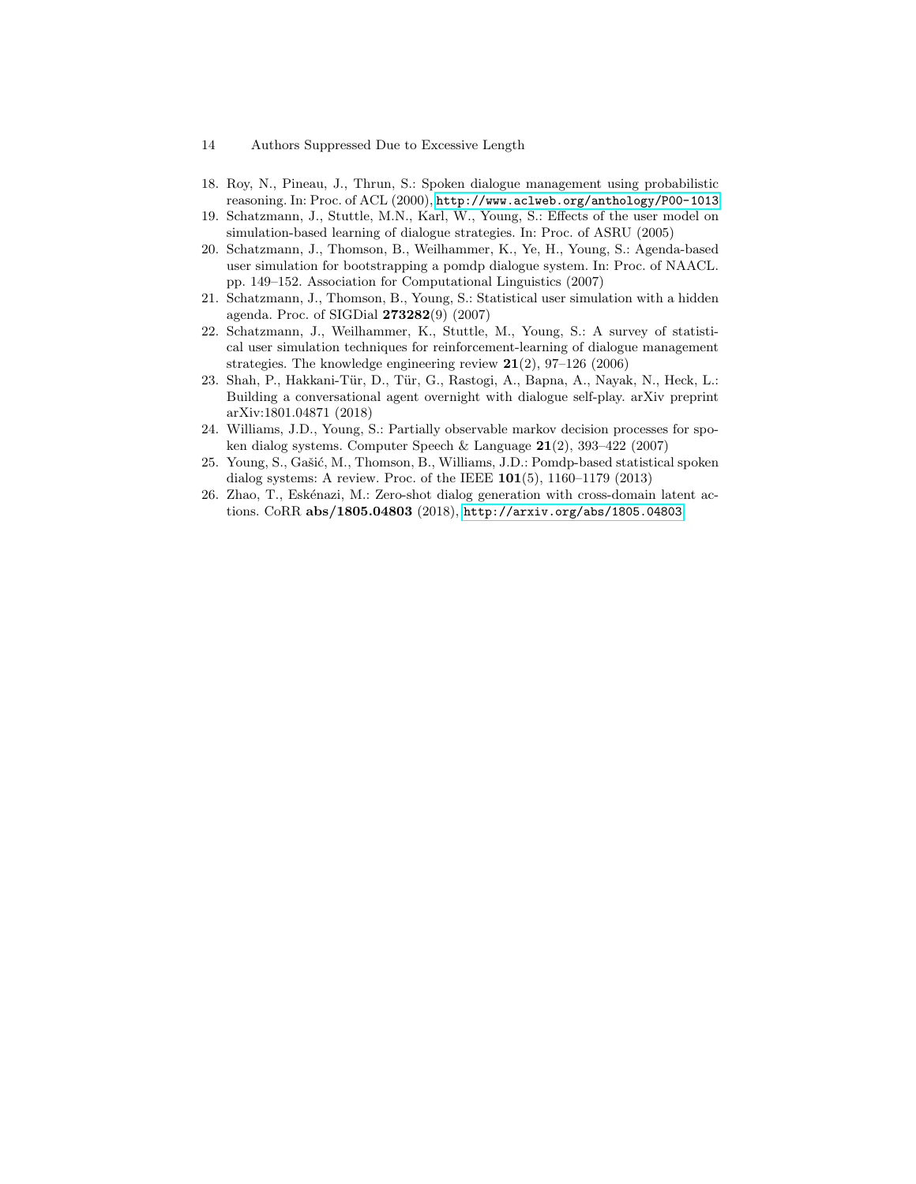18. Roy, N., Pineau, J., Thrun, S.: Spoken dialogue management using probabilistic reasoning. In: Proc. of ACL (2000), http://www.aclweb.org/anthology/P00-1013
19. Schatzmann, J., Stuttle, M.N., Karl, W., Young, S.: Effects of the user model on simulation-based learning of dialogue strategies. In: Proc. of ASRU (2005)
20. Schatzmann, J., Thomson, B., Weilhammer, K., Ye, H., Young, S.: Agenda-based user simulation for bootstrapping a pomdp dialogue system. In: Proc. of NAACL. pp. 149–152. Association for Computational Linguistics (2007)
21. Schatzmann, J., Thomson, B., Young, S.: Statistical user simulation with a hidden agenda. Proc. of SIGDial **273282**(9) (2007)
22. Schatzmann, J., Weilhammer, K., Stuttle, M., Young, S.: A survey of statistical user simulation techniques for reinforcement-learning of dialogue management strategies. The knowledge engineering review **21**(2), 97–126 (2006)
23. Shah, P., Hakkani-Tür, D., Tür, G., Rastogi, A., Bapna, A., Nayak, N., Heck, L.: Building a conversational agent overnight with dialogue self-play. arXiv preprint arXiv:1801.04871 (2018)
24. Williams, J.D., Young, S.: Partially observable markov decision processes for spoken dialog systems. Computer Speech & Language **21**(2), 393–422 (2007)
25. Young, S., Gašić, M., Thomson, B., Williams, J.D.: Pomdp-based statistical spoken dialog systems: A review. Proc. of the IEEE **101**(5), 1160–1179 (2013)
26. Zhao, T., Eskénazi, M.: Zero-shot dialog generation with cross-domain latent actions. CoRR **abs/1805.04803** (2018), http://arxiv.org/abs/1805.04803